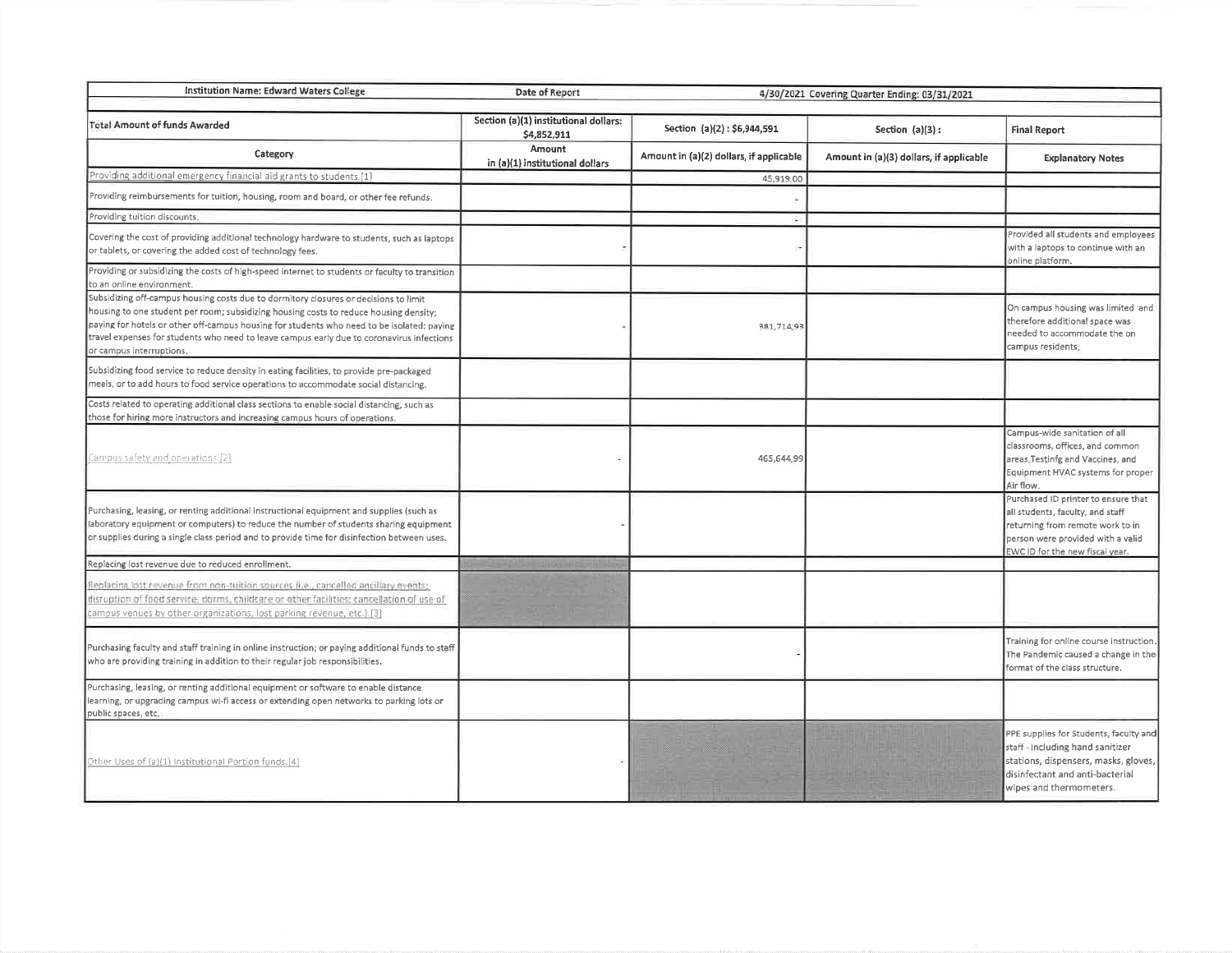| Institution Name: Edward Waters College | Date of Report | 4/30/2021 Covering Quarter Ending: 03/31/2021 | | |
|---|---|---|---|---|
| Total Amount of funds Awarded | Section (a)(1) institutional dollars: $4,852,911 | Section (a)(2) : $6,944,591 | Section (a)(3) : | Final Report |
| Category | Amount in (a)(1) institutional dollars | Amount in (a)(2) dollars, if applicable | Amount in (a)(3) dollars, if applicable | Explanatory Notes |
| Providing additional emergency financial aid grants to students.[1] | | 45,919.00 | | |
| Providing reimbursements for tuition, housing, room and board, or other fee refunds. | | - | | |
| Providing tuition discounts. | | - | | |
| Covering the cost of providing additional technology hardware to students, such as laptops or tablets, or covering the added cost of technology fees. | - | - | | Provided all students and employees with a laptops to continue with an online platform. |
| Providing or subsidizing the costs of high-speed internet to students or faculty to transition to an online environment. | | | | |
| Subsidizing off-campus housing costs due to dormitory closures or decisions to limit housing to one student per room; subsidizing housing costs to reduce housing density; paying for hotels or other off-campus housing for students who need to be isolated; paying travel expenses for students who need to leave campus early due to coronavirus infections or campus interruptions. | - | 381,714.93 | | On campus housing was limited and therefore additional space was needed to accommodate the on campus residents. |
| Subsidizing food service to reduce density in eating facilities, to provide pre-packaged meals, or to add hours to food service operations to accommodate social distancing. | | | | |
| Costs related to operating additional class sections to enable social distancing, such as those for hiring more instructors and increasing campus hours of operations. | | | | |
| Campus safety and operations.[2] | - | 465,644.99 | | Campus-wide sanitation of all classrooms, offices, and common areas,Testinfg and Vaccines, and Equipment HVAC systems for proper Air flow. |
| Purchasing, leasing, or renting additional instructional equipment and supplies (such as laboratory equipment or computers) to reduce the number of students sharing equipment or supplies during a single class period and to provide time for disinfection between uses. | - | | | Purchased ID printer to ensure that all students, faculty, and staff returning from remote work to in person were provided with a valid EWC ID for the new fiscal year. |
| Replacing lost revenue due to reduced enrollment. | | | | |
| Replacing lost revenue from non-tuition sources (i.e., cancelled ancillary events; disruption of food service, dorms, childcare or other facilities; cancellation of use of campus venues by other organizations, lost parking revenue, etc.).[3] | | | | |
| Purchasing faculty and staff training in online instruction; or paying additional funds to staff who are providing training in addition to their regular job responsibilities. | | - | | Training for online course instruction. The Pandemic caused a change in the format of the class structure. |
| Purchasing, leasing, or renting additional equipment or software to enable distance learning, or upgrading campus wi-fi access or extending open networks to parking lots or public spaces, etc. | | | | |
| Other Uses of (a)(1) Institutional Portion funds.[4] | - | | | PPE supplies for Students, faculty and staff - including hand sanitizer stations, dispensers, masks, gloves, disinfectant and anti-bacterial wipes and thermometers. |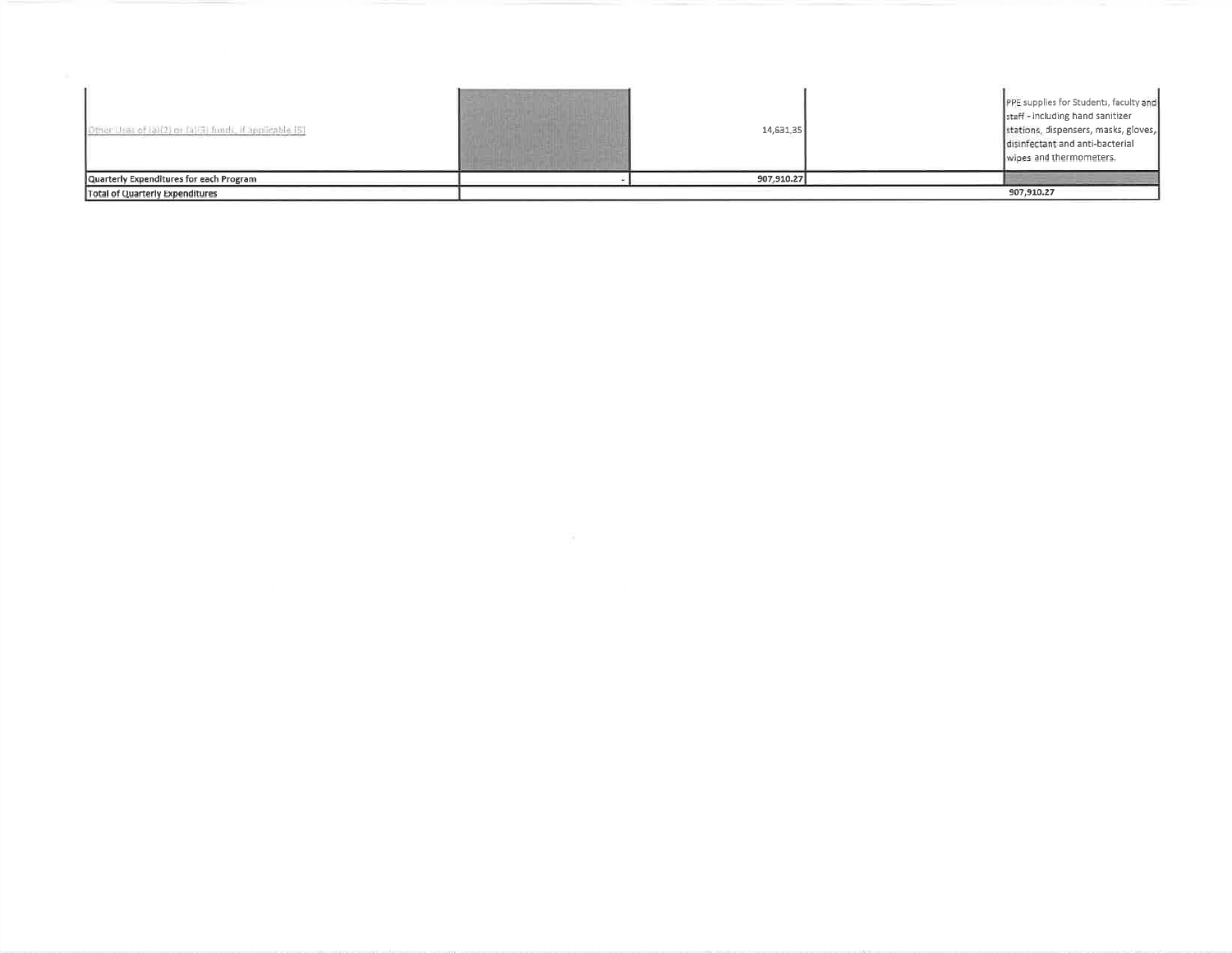| | | | | |
|---|---|---|---|---|
| Other Uses of (a)(2) or (a)(3) funds, if applicable [6] | | 14,631.35 | | PPE supplies for Students, faculty and staff - including hand sanitizer stations, dispensers, masks, gloves, disinfectant and anti-bacterial wipes and thermometers. |
| Quarterly Expenditures for each Program | - | 907,910.27 | | |
| Total of Quarterly Expenditures | | | | 907,910.27 |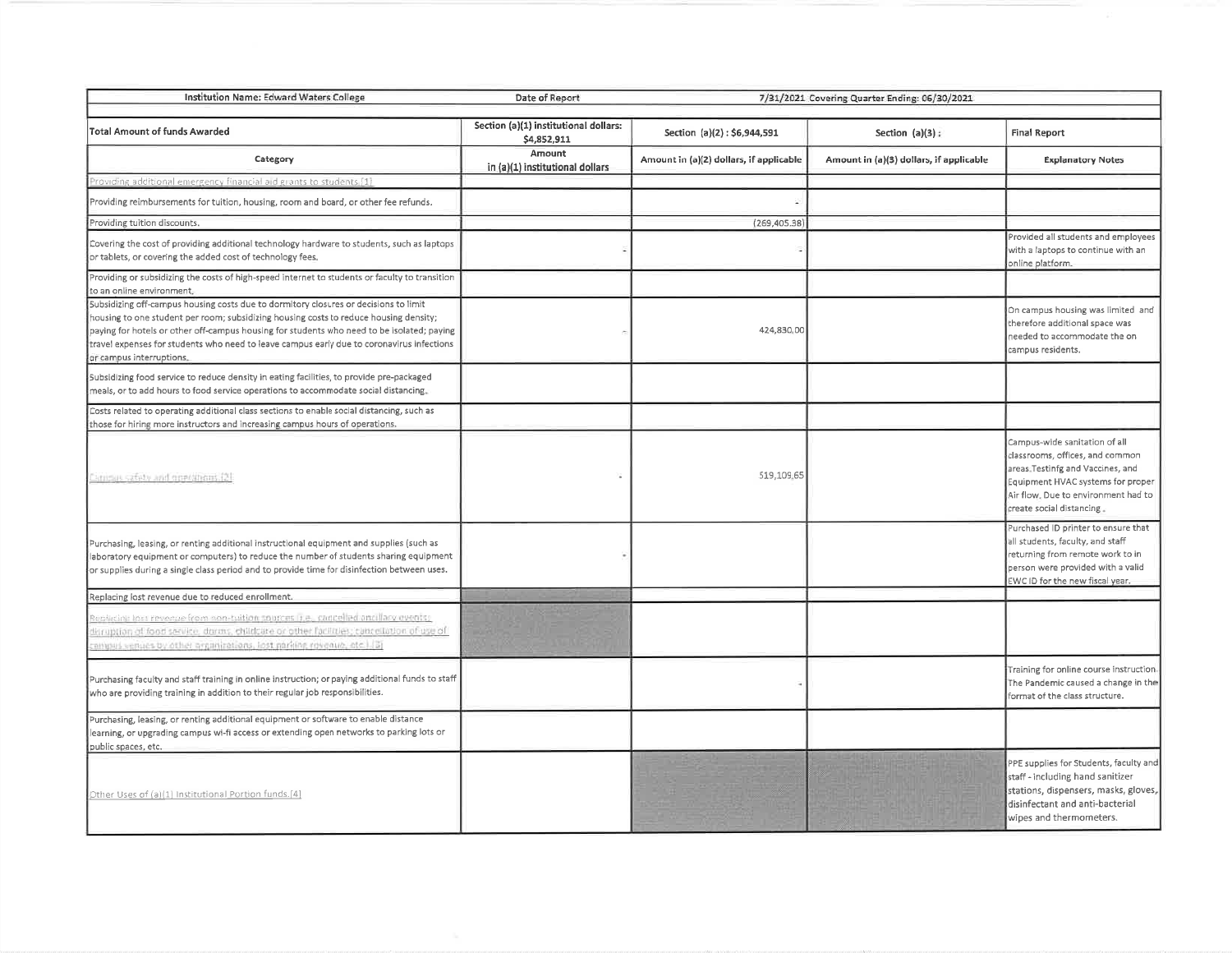| Institution Name: Edward Waters College | Date of Report | 7/31/2021 Covering Quarter Ending: 06/30/2021 | | |
|---|---|---|---|---|
| Total Amount of funds Awarded | Section (a)(1) institutional dollars: $4,852,911 | Section (a)(2) : $6,944,591 | Section (a)(3) : | Final Report |
| Category | Amount in (a)(1) institutional dollars | Amount in (a)(2) dollars, if applicable | Amount in (a)(3) dollars, if applicable | Explanatory Notes |
| Providing additional emergency financial aid grants to students.[1] | | | | |
| Providing reimbursements for tuition, housing, room and board, or other fee refunds. | | - | | |
| Providing tuition discounts. | | (269,405.38) | | |
| Covering the cost of providing additional technology hardware to students, such as laptops or tablets, or covering the added cost of technology fees. | - | - | | Provided all students and employees with a laptops to continue with an online platform. |
| Providing or subsidizing the costs of high-speed internet to students or faculty to transition to an online environment. | | | | |
| Subsidizing off-campus housing costs due to dormitory closures or decisions to limit housing to one student per room; subsidizing housing costs to reduce housing density; paying for hotels or other off-campus housing for students who need to be isolated; paying travel expenses for students who need to leave campus early due to coronavirus infections or campus interruptions. | - | 424,830.00 | | On campus housing was limited and therefore additional space was needed to accommodate the on campus residents. |
| Subsidizing food service to reduce density in eating facilities, to provide pre-packaged meals, or to add hours to food service operations to accommodate social distancing. | | | | |
| Costs related to operating additional class sections to enable social distancing, such as those for hiring more instructors and increasing campus hours of operations. | | | | |
| Campus safety and operations.[2] | - | 519,109.65 | | Campus-wide sanitation of all classrooms, offices, and common areas.Testinfg and Vaccines, and Equipment HVAC systems for proper Air flow. Due to environment had to create social distancing . |
| Purchasing, leasing, or renting additional instructional equipment and supplies (such as laboratory equipment or computers) to reduce the number of students sharing equipment or supplies during a single class period and to provide time for disinfection between uses. | - | | | Purchased ID printer to ensure that all students, faculty, and staff returning from remote work to in person were provided with a valid EWC ID for the new fiscal year. |
| Replacing lost revenue due to reduced enrollment. | | | | |
| Replacing lost revenue from non-tuition sources (i.e., cancelled ancillary events; disruption of food service, dorms, childcare or other facilities; cancellation of use of campus venues by other organizations, lost parking revenue, etc.).[3] | | | | |
| Purchasing faculty and staff training in online instruction; or paying additional funds to staff who are providing training in addition to their regular job responsibilities. | | - | | Training for online course instruction. The Pandemic caused a change in the format of the class structure. |
| Purchasing, leasing, or renting additional equipment or software to enable distance learning, or upgrading campus wi-fi access or extending open networks to parking lots or public spaces, etc. | | | | |
| Other Uses of (a)(1) Institutional Portion funds.[4] | | | | PPE supplies for Students, faculty and staff - including hand sanitizer stations, dispensers, masks, gloves, disinfectant and anti-bacterial wipes and thermometers. |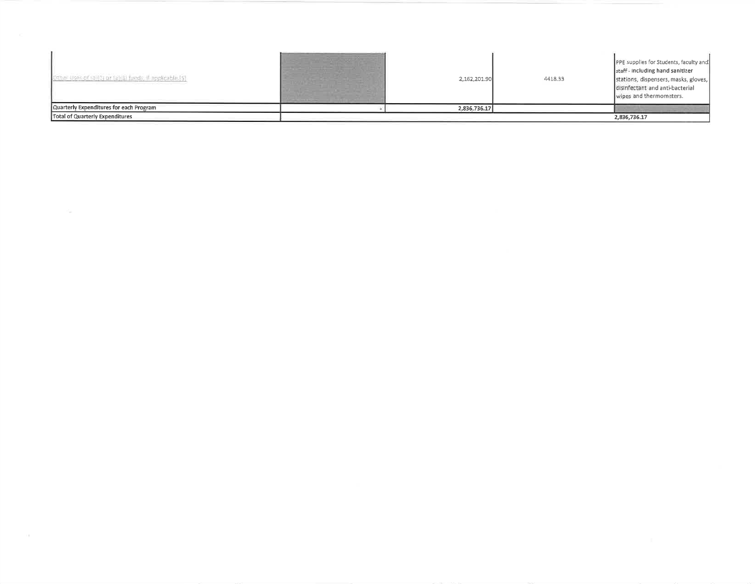| | | | | |
|---|---|---|---|---|
| Other Uses of (a)(1) or (a)(3) funds, if applicable [5] | | 2,162,201.90 | 4418.33 | PPE supplies for Students, faculty and staff - including hand sanitizer stations, dispensers, masks, gloves, disinfectant and anti-bacterial wipes and thermometers. |
| Quarterly Expenditures for each Program | - | 2,836,736.17 | | |
| Total of Quarterly Expenditures | | | | 2,836,736.17 |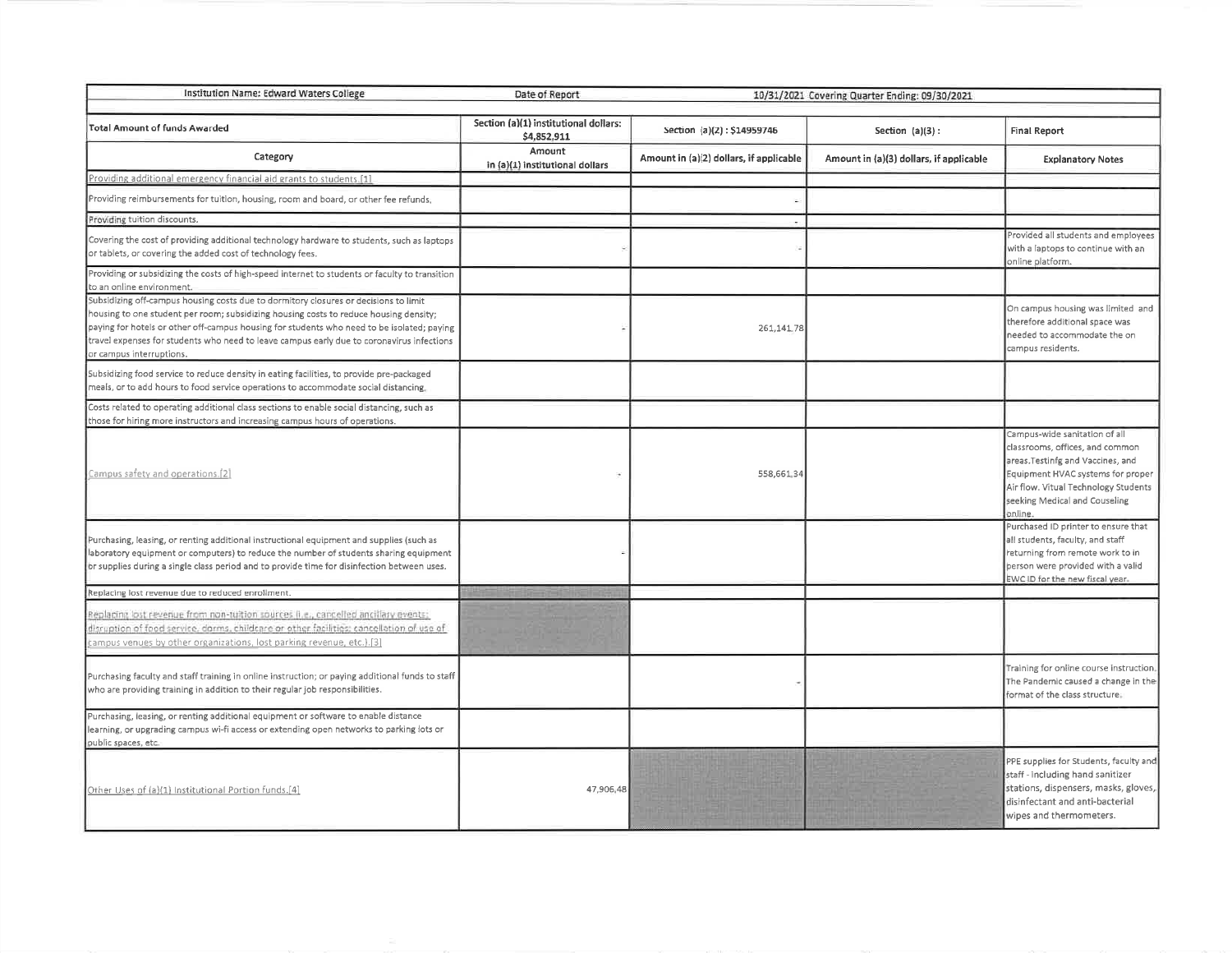| Institution Name: Edward Waters College | Date of Report | 10/31/2021 Covering Quarter Ending: 09/30/2021 | | |
|---|---|---|---|---|
| Total Amount of funds Awarded | Section (a)(1) institutional dollars: $4,852,911 | Section (a)(2) : $14959746 | Section (a)(3) : | Final Report |
| Category | Amount in (a)(1) institutional dollars | Amount in (a)(2) dollars, if applicable | Amount in (a)(3) dollars, if applicable | Explanatory Notes |
| Providing additional emergency financial aid grants to students.[1] | | | | |
| Providing reimbursements for tuition, housing, room and board, or other fee refunds. | | - | | |
| Providing tuition discounts. | | - | | |
| Covering the cost of providing additional technology hardware to students, such as laptops or tablets, or covering the added cost of technology fees. | - | - | | Provided all students and employees with a laptops to continue with an online platform. |
| Providing or subsidizing the costs of high-speed internet to students or faculty to transition to an online environment. | | | | |
| Subsidizing off-campus housing costs due to dormitory closures or decisions to limit housing to one student per room; subsidizing housing costs to reduce housing density; paying for hotels or other off-campus housing for students who need to be isolated; paying travel expenses for students who need to leave campus early due to coronavirus infections or campus interruptions. | - | 261,141.78 | | On campus housing was limited and therefore additional space was needed to accommodate the on campus residents. |
| Subsidizing food service to reduce density in eating facilities, to provide pre-packaged meals, or to add hours to food service operations to accommodate social distancing. | | | | |
| Costs related to operating additional class sections to enable social distancing, such as those for hiring more instructors and increasing campus hours of operations. | | | | |
| Campus safety and operations.[2] | - | 558,661.34 | | Campus-wide sanitation of all classrooms, offices, and common areas.Testinfg and Vaccines, and Equipment HVAC systems for proper Air flow. Vitual Technology Students seeking Medical and Couseling online. |
| Purchasing, leasing, or renting additional instructional equipment and supplies (such as laboratory equipment or computers) to reduce the number of students sharing equipment or supplies during a single class period and to provide time for disinfection between uses. | - | | | Purchased ID printer to ensure that all students, faculty, and staff returning from remote work to in person were provided with a valid EWC ID for the new fiscal year. |
| Replacing lost revenue due to reduced enrollment. | | | | |
| Replacing lost revenue from non-tuition sources (i.e., cancelled ancillary events; disruption of food service, dorms, childcare or other facilities; cancellation of use of campus venues by other organizations, lost parking revenue, etc.).[3] | | | | |
| Purchasing faculty and staff training in online instruction; or paying additional funds to staff who are providing training in addition to their regular job responsibilities. | | - | | Training for online course instruction. The Pandemic caused a change in the format of the class structure. |
| Purchasing, leasing, or renting additional equipment or software to enable distance learning, or upgrading campus wi-fi access or extending open networks to parking lots or public spaces, etc. | | | | |
| Other Uses of (a)(1) Institutional Portion funds.[4] | 47,906.48 | | | PPE supplies for Students, faculty and staff - including hand sanitizer stations, dispensers, masks, gloves, disinfectant and anti-bacterial wipes and thermometers. |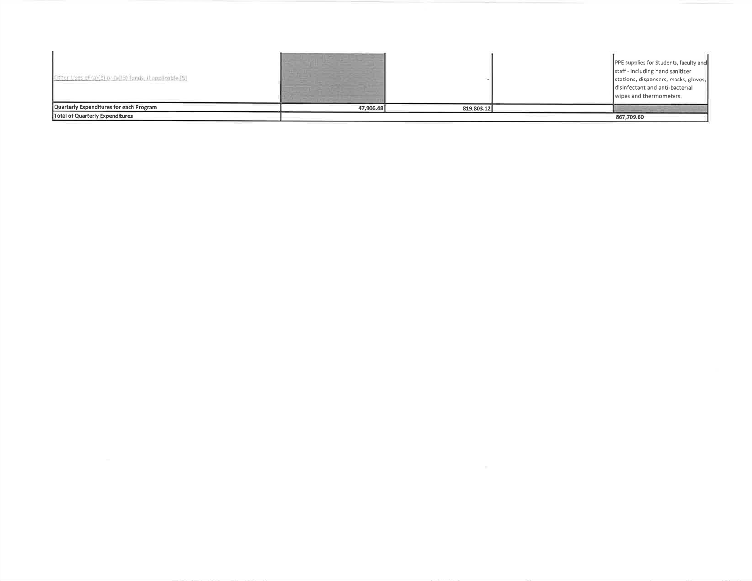| | | | | |
|---|---|---|---|---|
| Other Uses of (a)(2) or (a)(3) funds, if applicable.(5) | | - | | PPE supplies for Students, faculty and staff - including hand sanitizer stations, dispensers, masks, gloves, disinfectant and anti-bacterial wipes and thermometers. |
| Quarterly Expenditures for each Program | 47,906.48 | 819,803.12 | | |
| Total of Quarterly Expenditures | | | | 867,709.60 |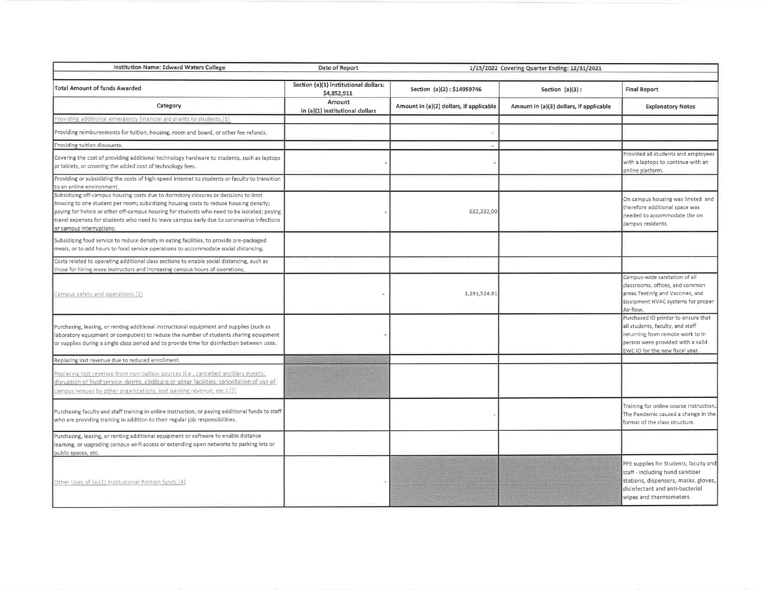| Institution Name: Edward Waters College | Date of Report | 1/15/2022 Covering Quarter Ending: 12/31/2021 | | |
|---|---|---|---|---|
| Total Amount of funds Awarded | Section (a)(1) institutional dollars: $4,852,911 | Section (a)(2) : $14959746 | Section (a)(3) : | Final Report |
| Category | Amount in (a)(1) institutional dollars | Amount in (a)(2) dollars, if applicable | Amount in (a)(3) dollars, if applicable | Explanatory Notes |
| Providing additional emergency financial aid grants to students.[1] | | | | |
| Providing reimbursements for tuition, housing, room and board, or other fee refunds. | | - | | |
| Providing tuition discounts. | | - | | |
| Covering the cost of providing additional technology hardware to students, such as laptops or tablets, or covering the added cost of technology fees. | - | - | | Provided all students and employees with a laptops to continue with an online platform. |
| Providing or subsidizing the costs of high-speed internet to students or faculty to transition to an online environment. | | | | |
| Subsidizing off-campus housing costs due to dormitory closures or decisions to limit housing to one student per room; subsidizing housing costs to reduce housing density; paying for hotels or other off-campus housing for students who need to be isolated; paying travel expenses for students who need to leave campus early due to coronavirus infections or campus interruptions. | - | 632,232.00 | | On campus housing was limited and therefore additional space was needed to accommodate the on campus residents. |
| Subsidizing food service to reduce density in eating facilities, to provide pre-packaged meals, or to add hours to food service operations to accommodate social distancing. | | | | |
| Costs related to operating additional class sections to enable social distancing, such as those for hiring more instructors and increasing campus hours of operations. | | | | |
| Campus safety and operations.[2] | - | 1,191,524.91 | | Campus-wide sanitation of all classrooms, offices, and common areas.Testinfg and Vaccines, and Equipment HVAC systems for proper Air flow. |
| Purchasing, leasing, or renting additional instructional equipment and supplies (such as laboratory equipment or computers) to reduce the number of students sharing equipment or supplies during a single class period and to provide time for disinfection between uses. | - | | | Purchased ID printer to ensure that all students, faculty, and staff returning from remote work to in person were provided with a valid EWC ID for the new fiscal year. |
| Replacing lost revenue due to reduced enrollment. | | | | |
| Replacing lost revenue from non-tuition sources (i.e., cancelled ancillary events; disruption of food service, dorms, childcare or other facilities; cancellation of use of campus venues by other organizations, lost parking revenue, etc.).[3] | | | | |
| Purchasing faculty and staff training in online instruction; or paying additional funds to staff who are providing training in addition to their regular job responsibilities. | | - | | Training for online course instruction. The Pandemic caused a change in the format of the class structure. |
| Purchasing, leasing, or renting additional equipment or software to enable distance learning, or upgrading campus wi-fi access or extending open networks to parking lots or public spaces, etc. | | | | |
| Other Uses of (a)(1) Institutional Portion funds.[4] | - | | | PPE supplies for Students, faculty and staff - including hand sanitizer stations, dispensers, masks, gloves, disinfectant and anti-bacterial wipes and thermometers. |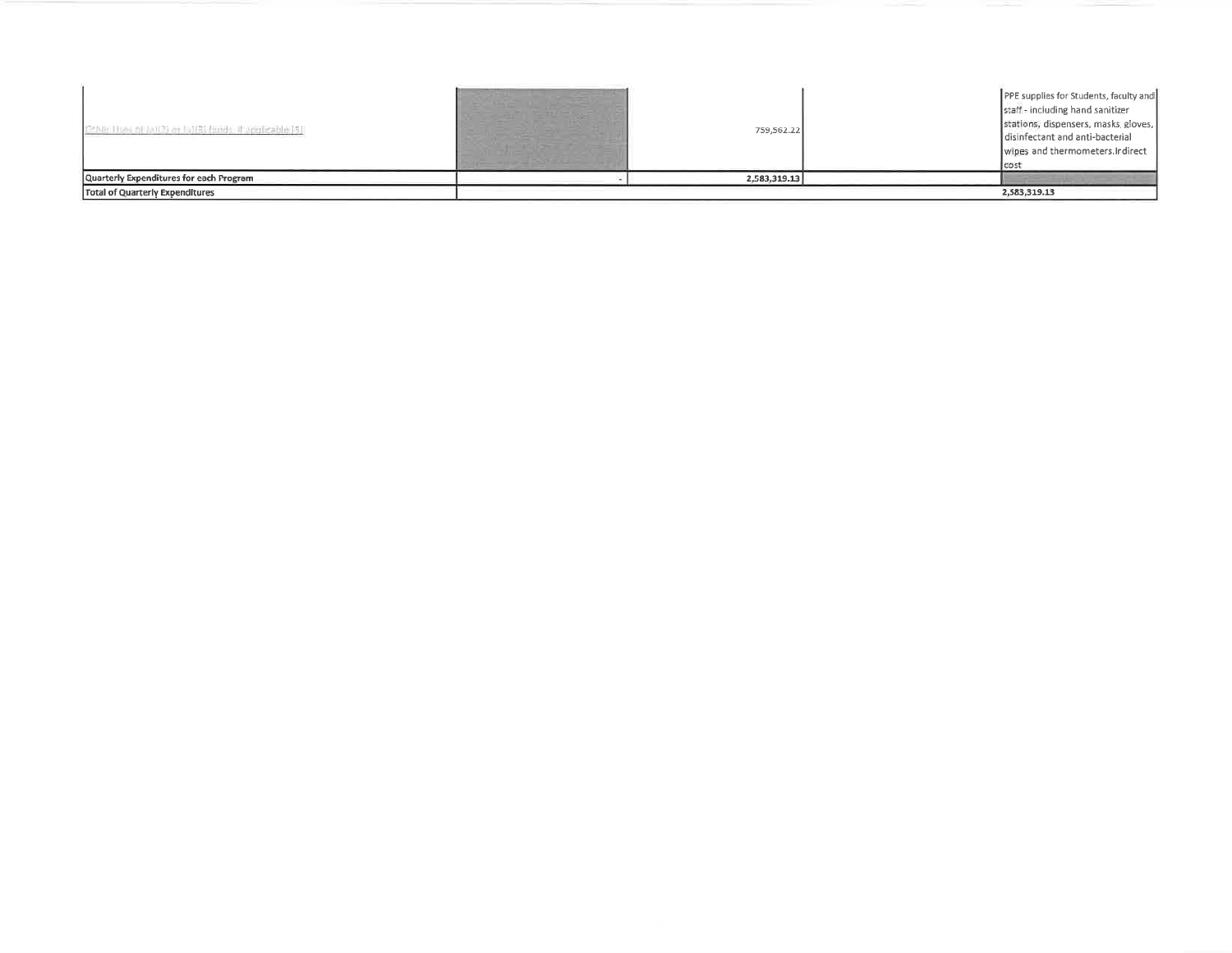| | | | | |
|---|---|---|---|---|
| Other Uses of (a)(2) or (a)(3) funds, if applicable [5] | | 759,562.22 | | PPE supplies for Students, faculty and staff - including hand sanitizer stations, dispensers, masks, gloves, disinfectant and anti-bacterial wipes and thermometers.Irdirect cost |
| Quarterly Expenditures for each Program | - | 2,583,319.13 | | |
| Total of Quarterly Expenditures | 2,583,319.13 | | | |